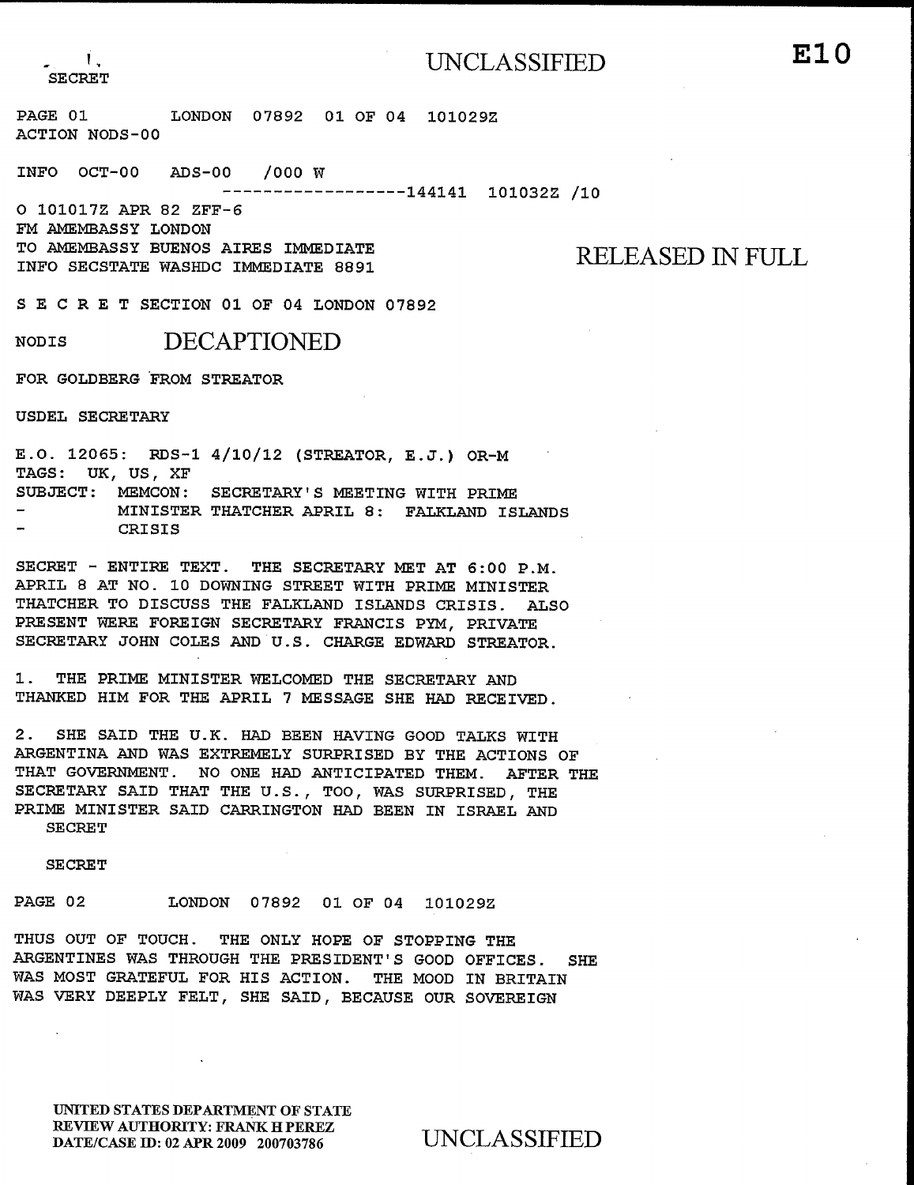SECRET

UNCLASSIFIED

E10

PAGE 01 LONDON 07892 01 OF 04 101029Z
ACTION NODS-00

INFO OCT-00 ADS-00 /000 W
------------------144141 101032Z /10

O 101017Z APR 82 ZFF-6
FM AMEMBASSY LONDON
TO AMEMBASSY BUENOS AIRES IMMEDIATE
INFO SECSTATE WASHDC IMMEDIATE 8891

RELEASED IN FULL

S E C R E T SECTION 01 OF 04 LONDON 07892

NODIS DECAPTIONED

FOR GOLDBERG FROM STREATOR

USDEL SECRETARY

E.O. 12065: RDS-1 4/10/12 (STREATOR, E.J.) OR-M
TAGS: UK, US, XF
SUBJECT: MEMCON: SECRETARY'S MEETING WITH PRIME
- MINISTER THATCHER APRIL 8: FALKLAND ISLANDS
- CRISIS

SECRET - ENTIRE TEXT. THE SECRETARY MET AT 6:00 P.M. APRIL 8 AT NO. 10 DOWNING STREET WITH PRIME MINISTER THATCHER TO DISCUSS THE FALKLAND ISLANDS CRISIS. ALSO PRESENT WERE FOREIGN SECRETARY FRANCIS PYM, PRIVATE SECRETARY JOHN COLES AND U.S. CHARGE EDWARD STREATOR.

1. THE PRIME MINISTER WELCOMED THE SECRETARY AND THANKED HIM FOR THE APRIL 7 MESSAGE SHE HAD RECEIVED.

2. SHE SAID THE U.K. HAD BEEN HAVING GOOD TALKS WITH ARGENTINA AND WAS EXTREMELY SURPRISED BY THE ACTIONS OF THAT GOVERNMENT. NO ONE HAD ANTICIPATED THEM. AFTER THE SECRETARY SAID THAT THE U.S., TOO, WAS SURPRISED, THE PRIME MINISTER SAID CARRINGTON HAD BEEN IN ISRAEL AND

SECRET

SECRET

PAGE 02 LONDON 07892 01 OF 04 101029Z

THUS OUT OF TOUCH. THE ONLY HOPE OF STOPPING THE ARGENTINES WAS THROUGH THE PRESIDENT'S GOOD OFFICES. SHE WAS MOST GRATEFUL FOR HIS ACTION. THE MOOD IN BRITAIN WAS VERY DEEPLY FELT, SHE SAID, BECAUSE OUR SOVEREIGN

UNITED STATES DEPARTMENT OF STATE
REVIEW AUTHORITY: FRANK H PEREZ
DATE/CASE ID: 02 APR 2009 200703786

UNCLASSIFIED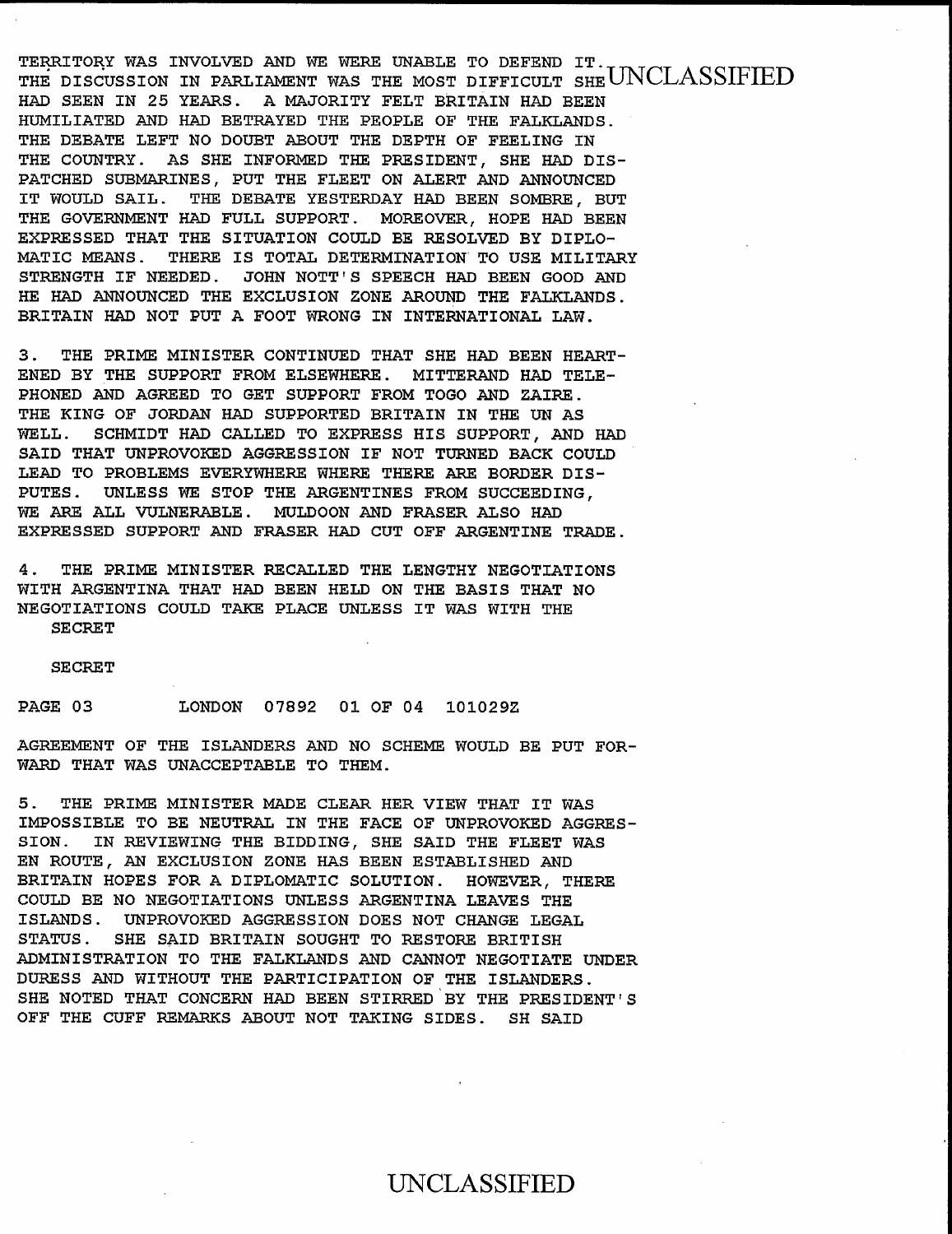TERRITORY WAS INVOLVED AND WE WERE UNABLE TO DEFEND IT. THE DISCUSSION IN PARLIAMENT WAS THE MOST DIFFICULT SHE HAD SEEN IN 25 YEARS. A MAJORITY FELT BRITAIN HAD BEEN HUMILIATED AND HAD BETRAYED THE PEOPLE OF THE FALKLANDS. THE DEBATE LEFT NO DOUBT ABOUT THE DEPTH OF FEELING IN THE COUNTRY. AS SHE INFORMED THE PRESIDENT, SHE HAD DISPATCHED SUBMARINES, PUT THE FLEET ON ALERT AND ANNOUNCED IT WOULD SAIL. THE DEBATE YESTERDAY HAD BEEN SOMBRE, BUT THE GOVERNMENT HAD FULL SUPPORT. MOREOVER, HOPE HAD BEEN EXPRESSED THAT THE SITUATION COULD BE RESOLVED BY DIPLOMATIC MEANS. THERE IS TOTAL DETERMINATION TO USE MILITARY STRENGTH IF NEEDED. JOHN NOTT'S SPEECH HAD BEEN GOOD AND HE HAD ANNOUNCED THE EXCLUSION ZONE AROUND THE FALKLANDS. BRITAIN HAD NOT PUT A FOOT WRONG IN INTERNATIONAL LAW.

3. THE PRIME MINISTER CONTINUED THAT SHE HAD BEEN HEARTENED BY THE SUPPORT FROM ELSEWHERE. MITTERAND HAD TELEPHONED AND AGREED TO GET SUPPORT FROM TOGO AND ZAIRE. THE KING OF JORDAN HAD SUPPORTED BRITAIN IN THE UN AS WELL. SCHMIDT HAD CALLED TO EXPRESS HIS SUPPORT, AND HAD SAID THAT UNPROVOKED AGGRESSION IF NOT TURNED BACK COULD LEAD TO PROBLEMS EVERYWHERE WHERE THERE ARE BORDER DISPUTES. UNLESS WE STOP THE ARGENTINES FROM SUCCEEDING, WE ARE ALL VULNERABLE. MULDOON AND FRASER ALSO HAD EXPRESSED SUPPORT AND FRASER HAD CUT OFF ARGENTINE TRADE.

4. THE PRIME MINISTER RECALLED THE LENGTHY NEGOTIATIONS WITH ARGENTINA THAT HAD BEEN HELD ON THE BASIS THAT NO NEGOTIATIONS COULD TAKE PLACE UNLESS IT WAS WITH THE AGREEMENT OF THE ISLANDERS AND NO SCHEME WOULD BE PUT FORWARD THAT WAS UNACCEPTABLE TO THEM.

5. THE PRIME MINISTER MADE CLEAR HER VIEW THAT IT WAS IMPOSSIBLE TO BE NEUTRAL IN THE FACE OF UNPROVOKED AGGRESSION. IN REVIEWING THE BIDDING, SHE SAID THE FLEET WAS EN ROUTE, AN EXCLUSION ZONE HAS BEEN ESTABLISHED AND BRITAIN HOPES FOR A DIPLOMATIC SOLUTION. HOWEVER, THERE COULD BE NO NEGOTIATIONS UNLESS ARGENTINA LEAVES THE ISLANDS. UNPROVOKED AGGRESSION DOES NOT CHANGE LEGAL STATUS. SHE SAID BRITAIN SOUGHT TO RESTORE BRITISH ADMINISTRATION TO THE FALKLANDS AND CANNOT NEGOTIATE UNDER DURESS AND WITHOUT THE PARTICIPATION OF THE ISLANDERS. SHE NOTED THAT CONCERN HAD BEEN STIRRED BY THE PRESIDENT'S OFF THE CUFF REMARKS ABOUT NOT TAKING SIDES. SH SAID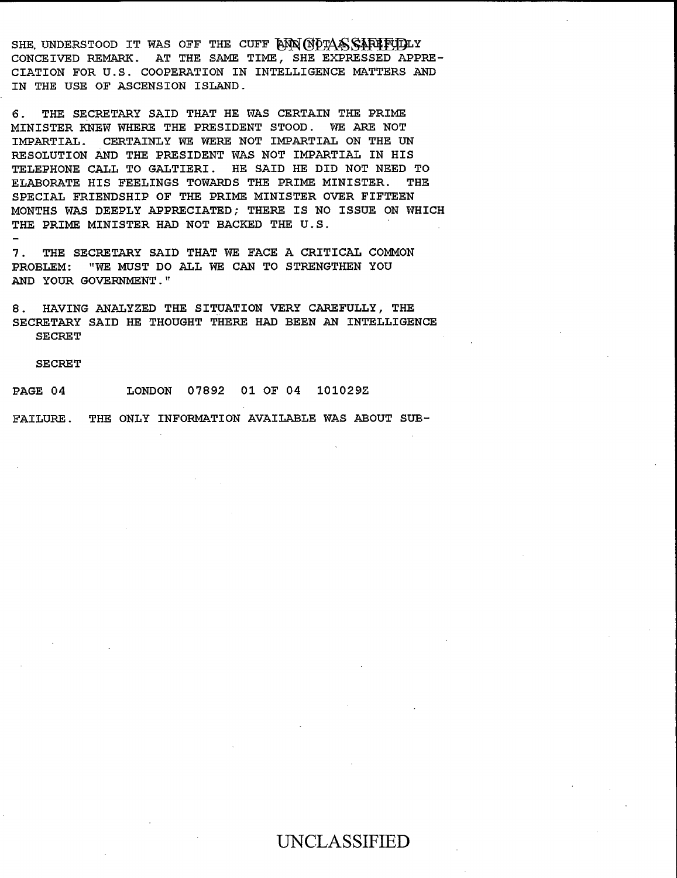SHE UNDERSTOOD IT WAS OFF THE CUFF AND NOT A CAREFULLY CONCEIVED REMARK. AT THE SAME TIME, SHE EXPRESSED APPRECIATION FOR U.S. COOPERATION IN INTELLIGENCE MATTERS AND IN THE USE OF ASCENSION ISLAND.

6. THE SECRETARY SAID THAT HE WAS CERTAIN THE PRIME MINISTER KNEW WHERE THE PRESIDENT STOOD. WE ARE NOT IMPARTIAL. CERTAINLY WE WERE NOT IMPARTIAL ON THE UN RESOLUTION AND THE PRESIDENT WAS NOT IMPARTIAL IN HIS TELEPHONE CALL TO GALTIERI. HE SAID HE DID NOT NEED TO ELABORATE HIS FEELINGS TOWARDS THE PRIME MINISTER. THE SPECIAL FRIENDSHIP OF THE PRIME MINISTER OVER FIFTEEN MONTHS WAS DEEPLY APPRECIATED; THERE IS NO ISSUE ON WHICH THE PRIME MINISTER HAD NOT BACKED THE U.S.

7. THE SECRETARY SAID THAT WE FACE A CRITICAL COMMON PROBLEM: "WE MUST DO ALL WE CAN TO STRENGTHEN YOU AND YOUR GOVERNMENT."

8. HAVING ANALYZED THE SITUATION VERY CAREFULLY, THE SECRETARY SAID HE THOUGHT THERE HAD BEEN AN INTELLIGENCE

SECRET

SECRET

PAGE 04 LONDON 07892 01 OF 04 101029Z

FAILURE. THE ONLY INFORMATION AVAILABLE WAS ABOUT SUB-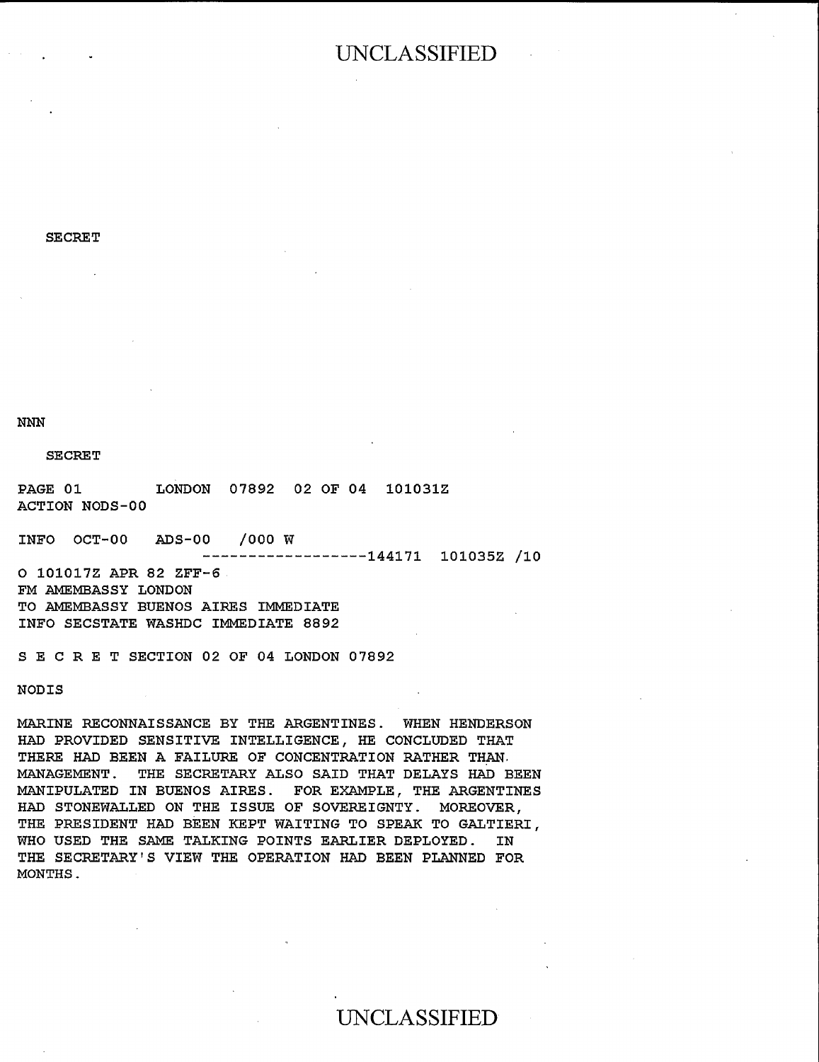SECRET

NNN

SECRET

PAGE 01 LONDON 07892 02 OF 04 101031Z
ACTION NODS-00

INFO OCT-00 ADS-00 /000 W
------------------144171 101035Z /10
O 101017Z APR 82 ZFF-6
FM AMEMBASSY LONDON
TO AMEMBASSY BUENOS AIRES IMMEDIATE
INFO SECSTATE WASHDC IMMEDIATE 8892

S E C R E T SECTION 02 OF 04 LONDON 07892

NODIS

MARINE RECONNAISSANCE BY THE ARGENTINES. WHEN HENDERSON HAD PROVIDED SENSITIVE INTELLIGENCE, HE CONCLUDED THAT THERE HAD BEEN A FAILURE OF CONCENTRATION RATHER THAN MANAGEMENT. THE SECRETARY ALSO SAID THAT DELAYS HAD BEEN MANIPULATED IN BUENOS AIRES. FOR EXAMPLE, THE ARGENTINES HAD STONEWALLED ON THE ISSUE OF SOVEREIGNTY. MOREOVER, THE PRESIDENT HAD BEEN KEPT WAITING TO SPEAK TO GALTIERI, WHO USED THE SAME TALKING POINTS EARLIER DEPLOYED. IN THE SECRETARY'S VIEW THE OPERATION HAD BEEN PLANNED FOR MONTHS.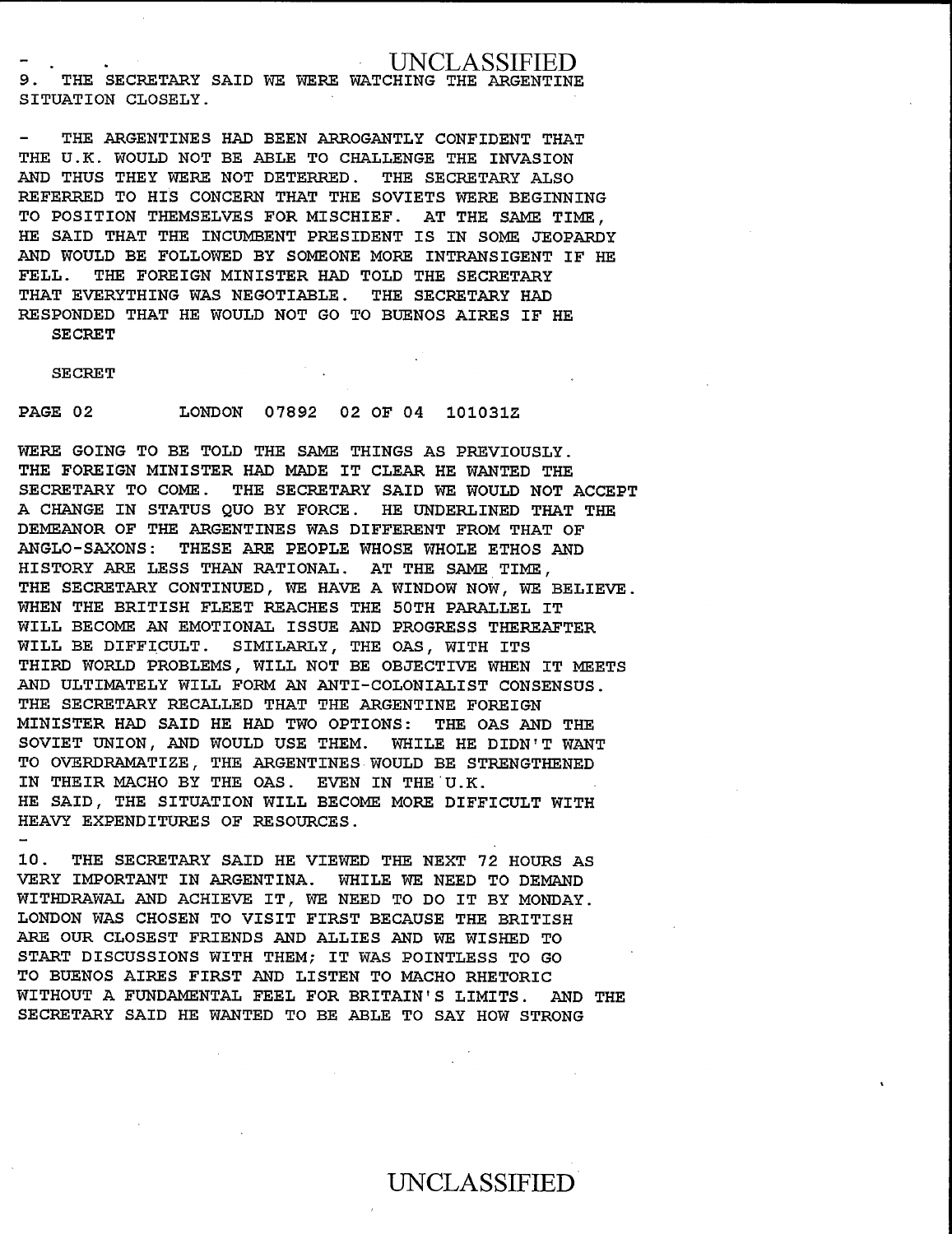9. THE SECRETARY SAID WE WERE WATCHING THE ARGENTINE SITUATION CLOSELY.

- THE ARGENTINES HAD BEEN ARROGANTLY CONFIDENT THAT THE U.K. WOULD NOT BE ABLE TO CHALLENGE THE INVASION AND THUS THEY WERE NOT DETERRED. THE SECRETARY ALSO REFERRED TO HIS CONCERN THAT THE SOVIETS WERE BEGINNING TO POSITION THEMSELVES FOR MISCHIEF. AT THE SAME TIME, HE SAID THAT THE INCUMBENT PRESIDENT IS IN SOME JEOPARDY AND WOULD BE FOLLOWED BY SOMEONE MORE INTRANSIGENT IF HE FELL. THE FOREIGN MINISTER HAD TOLD THE SECRETARY THAT EVERYTHING WAS NEGOTIABLE. THE SECRETARY HAD RESPONDED THAT HE WOULD NOT GO TO BUENOS AIRES IF HE

SECRET

SECRET

PAGE 02 LONDON 07892 02 OF 04 101031Z

WERE GOING TO BE TOLD THE SAME THINGS AS PREVIOUSLY. THE FOREIGN MINISTER HAD MADE IT CLEAR HE WANTED THE SECRETARY TO COME. THE SECRETARY SAID WE WOULD NOT ACCEPT A CHANGE IN STATUS QUO BY FORCE. HE UNDERLINED THAT THE DEMEANOR OF THE ARGENTINES WAS DIFFERENT FROM THAT OF ANGLO-SAXONS: THESE ARE PEOPLE WHOSE WHOLE ETHOS AND HISTORY ARE LESS THAN RATIONAL. AT THE SAME TIME, THE SECRETARY CONTINUED, WE HAVE A WINDOW NOW, WE BELIEVE. WHEN THE BRITISH FLEET REACHES THE 50TH PARALLEL IT WILL BECOME AN EMOTIONAL ISSUE AND PROGRESS THEREAFTER WILL BE DIFFICULT. SIMILARLY, THE OAS, WITH ITS THIRD WORLD PROBLEMS, WILL NOT BE OBJECTIVE WHEN IT MEETS AND ULTIMATELY WILL FORM AN ANTI-COLONIALIST CONSENSUS. THE SECRETARY RECALLED THAT THE ARGENTINE FOREIGN MINISTER HAD SAID HE HAD TWO OPTIONS: THE OAS AND THE SOVIET UNION, AND WOULD USE THEM. WHILE HE DIDN'T WANT TO OVERDRAMATIZE, THE ARGENTINES WOULD BE STRENGTHENED IN THEIR MACHO BY THE OAS. EVEN IN THE U.K. HE SAID, THE SITUATION WILL BECOME MORE DIFFICULT WITH HEAVY EXPENDITURES OF RESOURCES.

-

10. THE SECRETARY SAID HE VIEWED THE NEXT 72 HOURS AS VERY IMPORTANT IN ARGENTINA. WHILE WE NEED TO DEMAND WITHDRAWAL AND ACHIEVE IT, WE NEED TO DO IT BY MONDAY. LONDON WAS CHOSEN TO VISIT FIRST BECAUSE THE BRITISH ARE OUR CLOSEST FRIENDS AND ALLIES AND WE WISHED TO START DISCUSSIONS WITH THEM; IT WAS POINTLESS TO GO TO BUENOS AIRES FIRST AND LISTEN TO MACHO RHETORIC WITHOUT A FUNDAMENTAL FEEL FOR BRITAIN'S LIMITS. AND THE SECRETARY SAID HE WANTED TO BE ABLE TO SAY HOW STRONG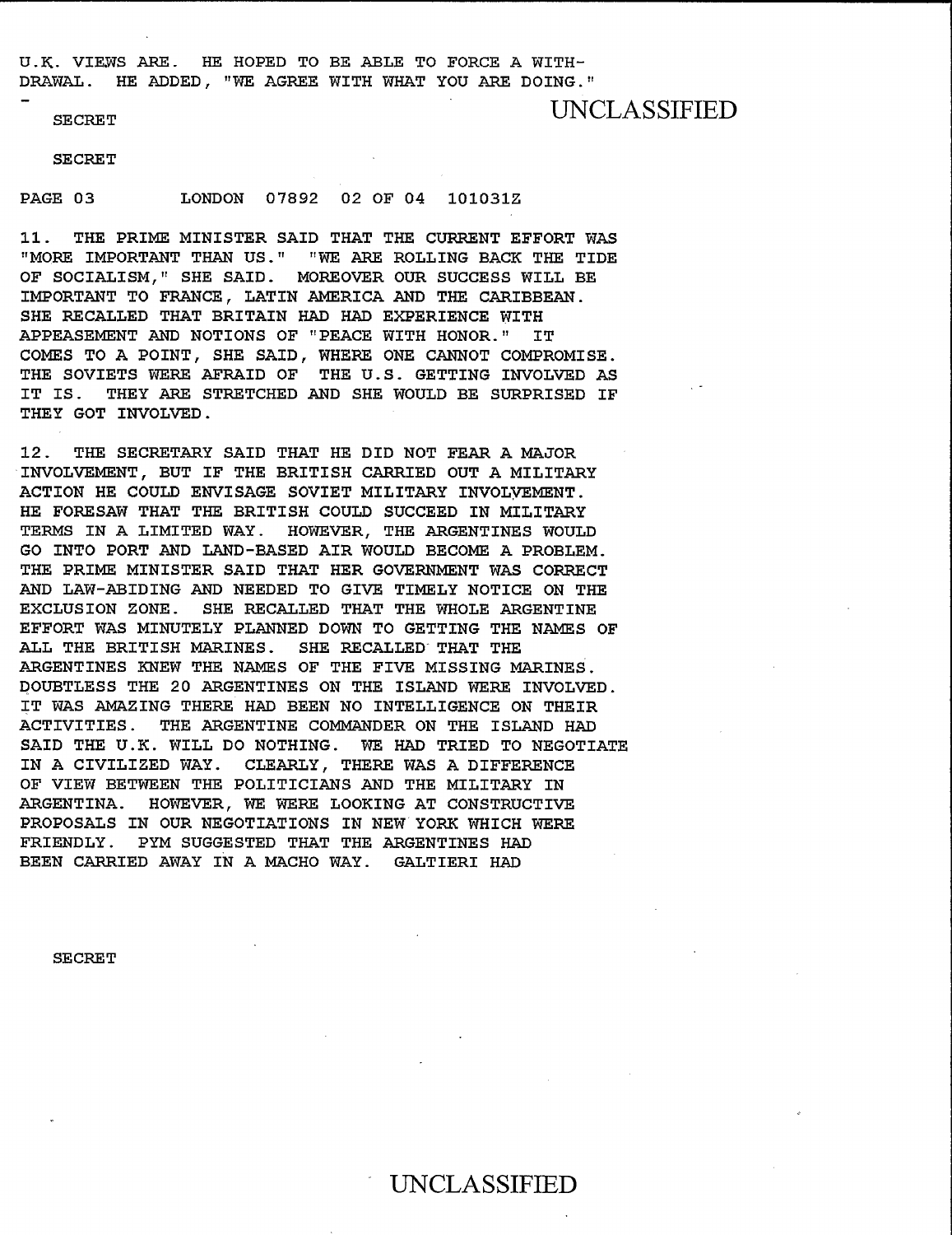U.K. VIEWS ARE. HE HOPED TO BE ABLE TO FORCE A WITH-DRAWAL. HE ADDED, "WE AGREE WITH WHAT YOU ARE DOING."

PAGE 03 LONDON 07892 02 OF 04 101031Z

11. THE PRIME MINISTER SAID THAT THE CURRENT EFFORT WAS "MORE IMPORTANT THAN US." "WE ARE ROLLING BACK THE TIDE OF SOCIALISM," SHE SAID. MOREOVER OUR SUCCESS WILL BE IMPORTANT TO FRANCE, LATIN AMERICA AND THE CARIBBEAN. SHE RECALLED THAT BRITAIN HAD HAD EXPERIENCE WITH APPEASEMENT AND NOTIONS OF "PEACE WITH HONOR." IT COMES TO A POINT, SHE SAID, WHERE ONE CANNOT COMPROMISE. THE SOVIETS WERE AFRAID OF THE U.S. GETTING INVOLVED AS IT IS. THEY ARE STRETCHED AND SHE WOULD BE SURPRISED IF THEY GOT INVOLVED.

12. THE SECRETARY SAID THAT HE DID NOT FEAR A MAJOR INVOLVEMENT, BUT IF THE BRITISH CARRIED OUT A MILITARY ACTION HE COULD ENVISAGE SOVIET MILITARY INVOLVEMENT. HE FORESAW THAT THE BRITISH COULD SUCCEED IN MILITARY TERMS IN A LIMITED WAY. HOWEVER, THE ARGENTINES WOULD GO INTO PORT AND LAND-BASED AIR WOULD BECOME A PROBLEM. THE PRIME MINISTER SAID THAT HER GOVERNMENT WAS CORRECT AND LAW-ABIDING AND NEEDED TO GIVE TIMELY NOTICE ON THE EXCLUSION ZONE. SHE RECALLED THAT THE WHOLE ARGENTINE EFFORT WAS MINUTELY PLANNED DOWN TO GETTING THE NAMES OF ALL THE BRITISH MARINES. SHE RECALLED THAT THE ARGENTINES KNEW THE NAMES OF THE FIVE MISSING MARINES. DOUBTLESS THE 20 ARGENTINES ON THE ISLAND WERE INVOLVED. IT WAS AMAZING THERE HAD BEEN NO INTELLIGENCE ON THEIR ACTIVITIES. THE ARGENTINE COMMANDER ON THE ISLAND HAD SAID THE U.K. WILL DO NOTHING. WE HAD TRIED TO NEGOTIATE IN A CIVILIZED WAY. CLEARLY, THERE WAS A DIFFERENCE OF VIEW BETWEEN THE POLITICIANS AND THE MILITARY IN ARGENTINA. HOWEVER, WE WERE LOOKING AT CONSTRUCTIVE PROPOSALS IN OUR NEGOTIATIONS IN NEW YORK WHICH WERE FRIENDLY. PYM SUGGESTED THAT THE ARGENTINES HAD BEEN CARRIED AWAY IN A MACHO WAY. GALTIERI HAD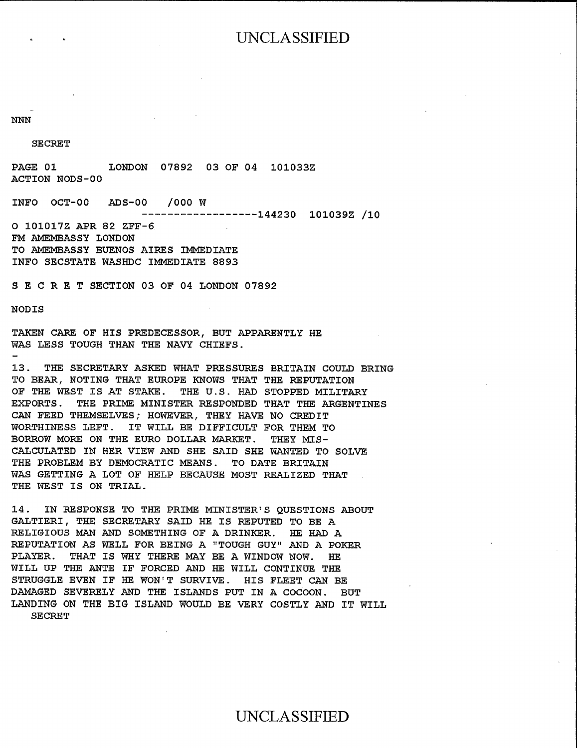NNN

SECRET

PAGE 01 LONDON 07892 03 OF 04 101033Z
ACTION NODS-00

INFO OCT-00 ADS-00 /000 W
------------------144230 101039Z /10

O 101017Z APR 82 ZFF-6
FM AMEMBASSY LONDON
TO AMEMBASSY BUENOS AIRES IMMEDIATE
INFO SECSTATE WASHDC IMMEDIATE 8893

S E C R E T SECTION 03 OF 04 LONDON 07892

NODIS

TAKEN CARE OF HIS PREDECESSOR, BUT APPARENTLY HE WAS LESS TOUGH THAN THE NAVY CHIEFS.

13. THE SECRETARY ASKED WHAT PRESSURES BRITAIN COULD BRING TO BEAR, NOTING THAT EUROPE KNOWS THAT THE REPUTATION OF THE WEST IS AT STAKE. THE U.S. HAD STOPPED MILITARY EXPORTS. THE PRIME MINISTER RESPONDED THAT THE ARGENTINES CAN FEED THEMSELVES; HOWEVER, THEY HAVE NO CREDIT WORTHINESS LEFT. IT WILL BE DIFFICULT FOR THEM TO BORROW MORE ON THE EURO DOLLAR MARKET. THEY MIS-CALCULATED IN HER VIEW AND SHE SAID SHE WANTED TO SOLVE THE PROBLEM BY DEMOCRATIC MEANS. TO DATE BRITAIN WAS GETTING A LOT OF HELP BECAUSE MOST REALIZED THAT THE WEST IS ON TRIAL.

14. IN RESPONSE TO THE PRIME MINISTER'S QUESTIONS ABOUT GALTIERI, THE SECRETARY SAID HE IS REPUTED TO BE A RELIGIOUS MAN AND SOMETHING OF A DRINKER. HE HAD A REPUTATION AS WELL FOR BEING A "TOUGH GUY" AND A POKER PLAYER. THAT IS WHY THERE MAY BE A WINDOW NOW. HE WILL UP THE ANTE IF FORCED AND HE WILL CONTINUE THE STRUGGLE EVEN IF HE WON'T SURVIVE. HIS FLEET CAN BE DAMAGED SEVERELY AND THE ISLANDS PUT IN A COCOON. BUT LANDING ON THE BIG ISLAND WOULD BE VERY COSTLY AND IT WILL

SECRET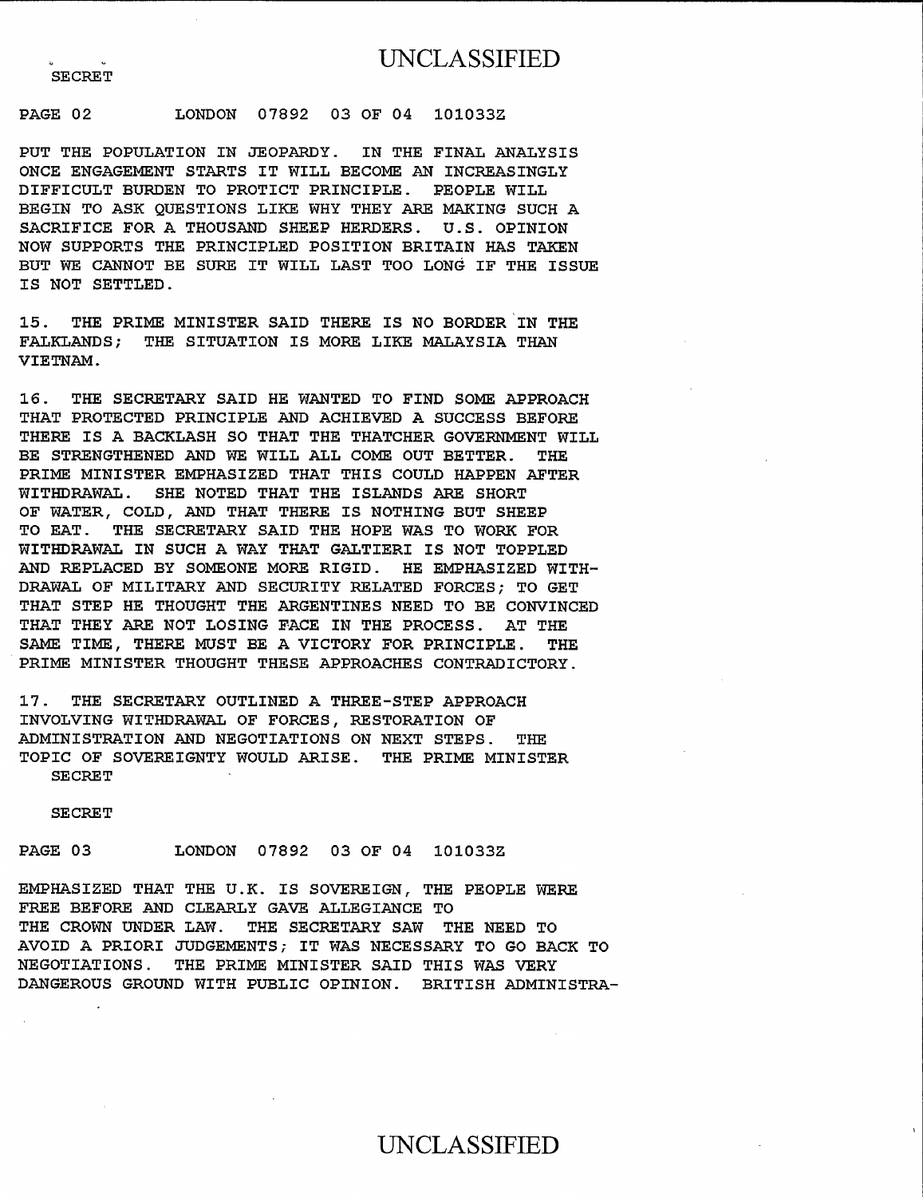PUT THE POPULATION IN JEOPARDY. IN THE FINAL ANALYSIS ONCE ENGAGEMENT STARTS IT WILL BECOME AN INCREASINGLY DIFFICULT BURDEN TO PROTICT PRINCIPLE. PEOPLE WILL BEGIN TO ASK QUESTIONS LIKE WHY THEY ARE MAKING SUCH A SACRIFICE FOR A THOUSAND SHEEP HERDERS. U.S. OPINION NOW SUPPORTS THE PRINCIPLED POSITION BRITAIN HAS TAKEN BUT WE CANNOT BE SURE IT WILL LAST TOO LONG IF THE ISSUE IS NOT SETTLED.

15. THE PRIME MINISTER SAID THERE IS NO BORDER IN THE FALKLANDS; THE SITUATION IS MORE LIKE MALAYSIA THAN VIETNAM.

16. THE SECRETARY SAID HE WANTED TO FIND SOME APPROACH THAT PROTECTED PRINCIPLE AND ACHIEVED A SUCCESS BEFORE THERE IS A BACKLASH SO THAT THE THATCHER GOVERNMENT WILL BE STRENGTHENED AND WE WILL ALL COME OUT BETTER. THE PRIME MINISTER EMPHASIZED THAT THIS COULD HAPPEN AFTER WITHDRAWAL. SHE NOTED THAT THE ISLANDS ARE SHORT OF WATER, COLD, AND THAT THERE IS NOTHING BUT SHEEP TO EAT. THE SECRETARY SAID THE HOPE WAS TO WORK FOR WITHDRAWAL IN SUCH A WAY THAT GALTIERI IS NOT TOPPLED AND REPLACED BY SOMEONE MORE RIGID. HE EMPHASIZED WITHDRAWAL OF MILITARY AND SECURITY RELATED FORCES; TO GET THAT STEP HE THOUGHT THE ARGENTINES NEED TO BE CONVINCED THAT THEY ARE NOT LOSING FACE IN THE PROCESS. AT THE SAME TIME, THERE MUST BE A VICTORY FOR PRINCIPLE. THE PRIME MINISTER THOUGHT THESE APPROACHES CONTRADICTORY.

17. THE SECRETARY OUTLINED A THREE-STEP APPROACH INVOLVING WITHDRAWAL OF FORCES, RESTORATION OF ADMINISTRATION AND NEGOTIATIONS ON NEXT STEPS. THE TOPIC OF SOVEREIGNTY WOULD ARISE. THE PRIME MINISTER EMPHASIZED THAT THE U.K. IS SOVEREIGN, THE PEOPLE WERE FREE BEFORE AND CLEARLY GAVE ALLEGIANCE TO THE CROWN UNDER LAW. THE SECRETARY SAW THE NEED TO AVOID A PRIORI JUDGEMENTS; IT WAS NECESSARY TO GO BACK TO NEGOTIATIONS. THE PRIME MINISTER SAID THIS WAS VERY DANGEROUS GROUND WITH PUBLIC OPINION. BRITISH ADMINISTRA-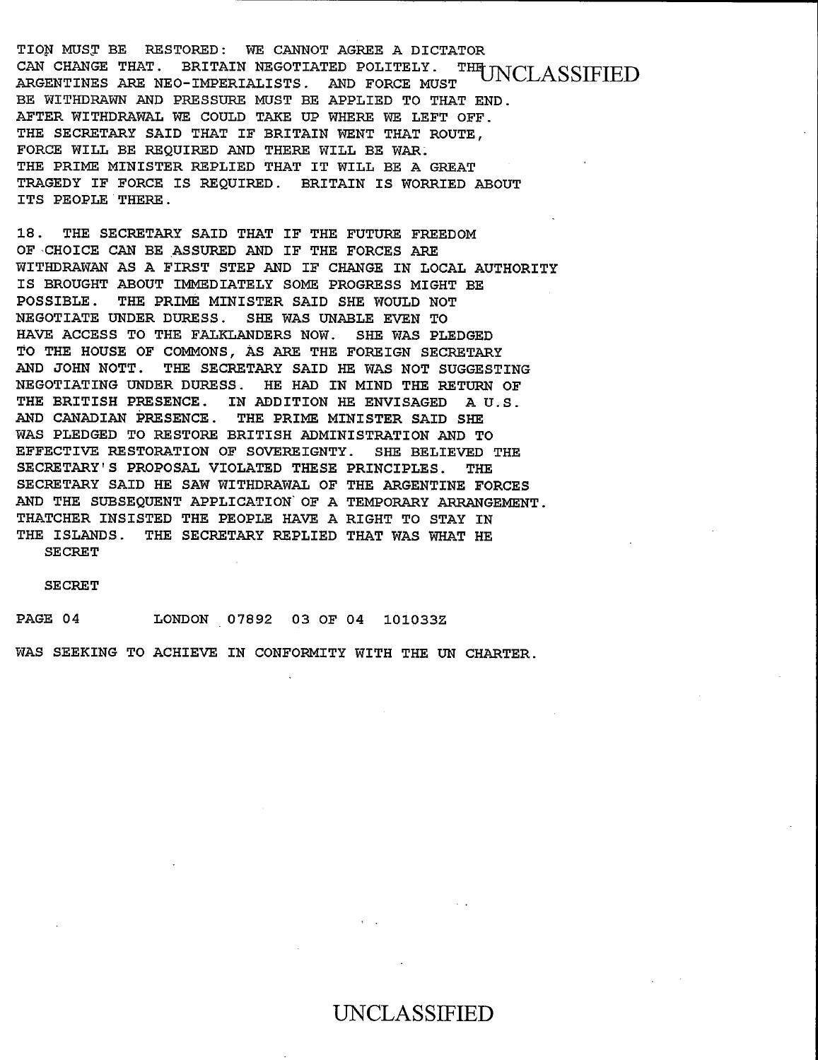TION MUST BE RESTORED: WE CANNOT AGREE A DICTATOR CAN CHANGE THAT. BRITAIN NEGOTIATED POLITELY. THE ARGENTINES ARE NEO-IMPERIALISTS. AND FORCE MUST BE WITHDRAWN AND PRESSURE MUST BE APPLIED TO THAT END. AFTER WITHDRAWAL WE COULD TAKE UP WHERE WE LEFT OFF. THE SECRETARY SAID THAT IF BRITAIN WENT THAT ROUTE, FORCE WILL BE REQUIRED AND THERE WILL BE WAR. THE PRIME MINISTER REPLIED THAT IT WILL BE A GREAT TRAGEDY IF FORCE IS REQUIRED. BRITAIN IS WORRIED ABOUT ITS PEOPLE THERE.

18. THE SECRETARY SAID THAT IF THE FUTURE FREEDOM OF CHOICE CAN BE ASSURED AND IF THE FORCES ARE WITHDRAWAN AS A FIRST STEP AND IF CHANGE IN LOCAL AUTHORITY IS BROUGHT ABOUT IMMEDIATELY SOME PROGRESS MIGHT BE POSSIBLE. THE PRIME MINISTER SAID SHE WOULD NOT NEGOTIATE UNDER DURESS. SHE WAS UNABLE EVEN TO HAVE ACCESS TO THE FALKLANDERS NOW. SHE WAS PLEDGED TO THE HOUSE OF COMMONS, AS ARE THE FOREIGN SECRETARY AND JOHN NOTT. THE SECRETARY SAID HE WAS NOT SUGGESTING NEGOTIATING UNDER DURESS. HE HAD IN MIND THE RETURN OF THE BRITISH PRESENCE. IN ADDITION HE ENVISAGED A U.S. AND CANADIAN PRESENCE. THE PRIME MINISTER SAID SHE WAS PLEDGED TO RESTORE BRITISH ADMINISTRATION AND TO EFFECTIVE RESTORATION OF SOVEREIGNTY. SHE BELIEVED THE SECRETARY'S PROPOSAL VIOLATED THESE PRINCIPLES. THE SECRETARY SAID HE SAW WITHDRAWAL OF THE ARGENTINE FORCES AND THE SUBSEQUENT APPLICATION OF A TEMPORARY ARRANGEMENT. THATCHER INSISTED THE PEOPLE HAVE A RIGHT TO STAY IN THE ISLANDS. THE SECRETARY REPLIED THAT WAS WHAT HE

SECRET

SECRET

PAGE 04 LONDON 07892 03 OF 04 101033Z

WAS SEEKING TO ACHIEVE IN CONFORMITY WITH THE UN CHARTER.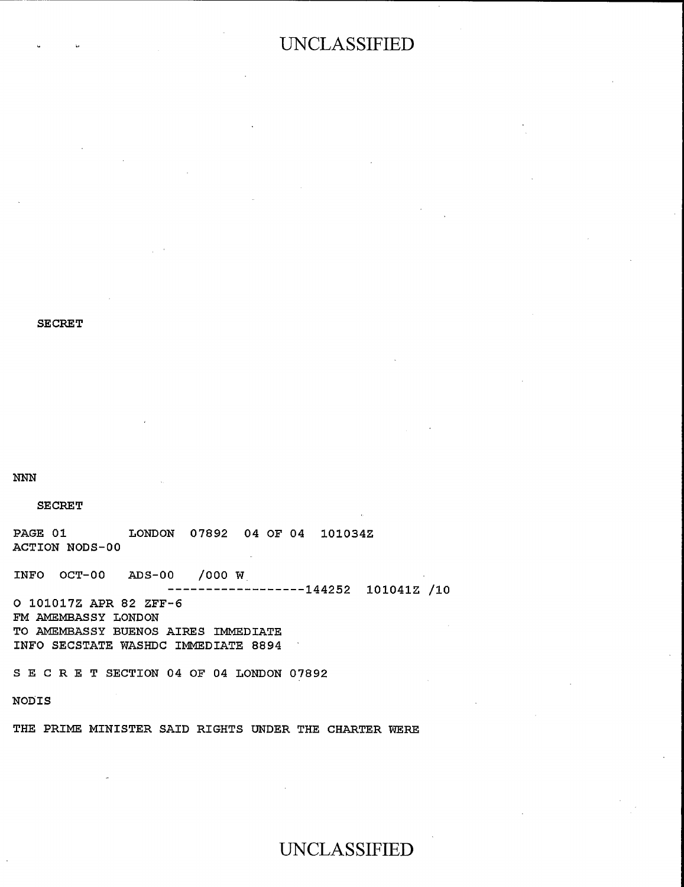SECRET

NNN

SECRET

PAGE 01        LONDON  07892  04 OF 04  101034Z
ACTION NODS-00

INFO  OCT-00   ADS-00   /000 W
                    ------------------144252  101041Z /10

O 101017Z APR 82 ZFF-6
FM AMEMBASSY LONDON
TO AMEMBASSY BUENOS AIRES IMMEDIATE
INFO SECSTATE WASHDC IMMEDIATE 8894

S E C R E T SECTION 04 OF 04 LONDON 07892

NODIS

THE PRIME MINISTER SAID RIGHTS UNDER THE CHARTER WERE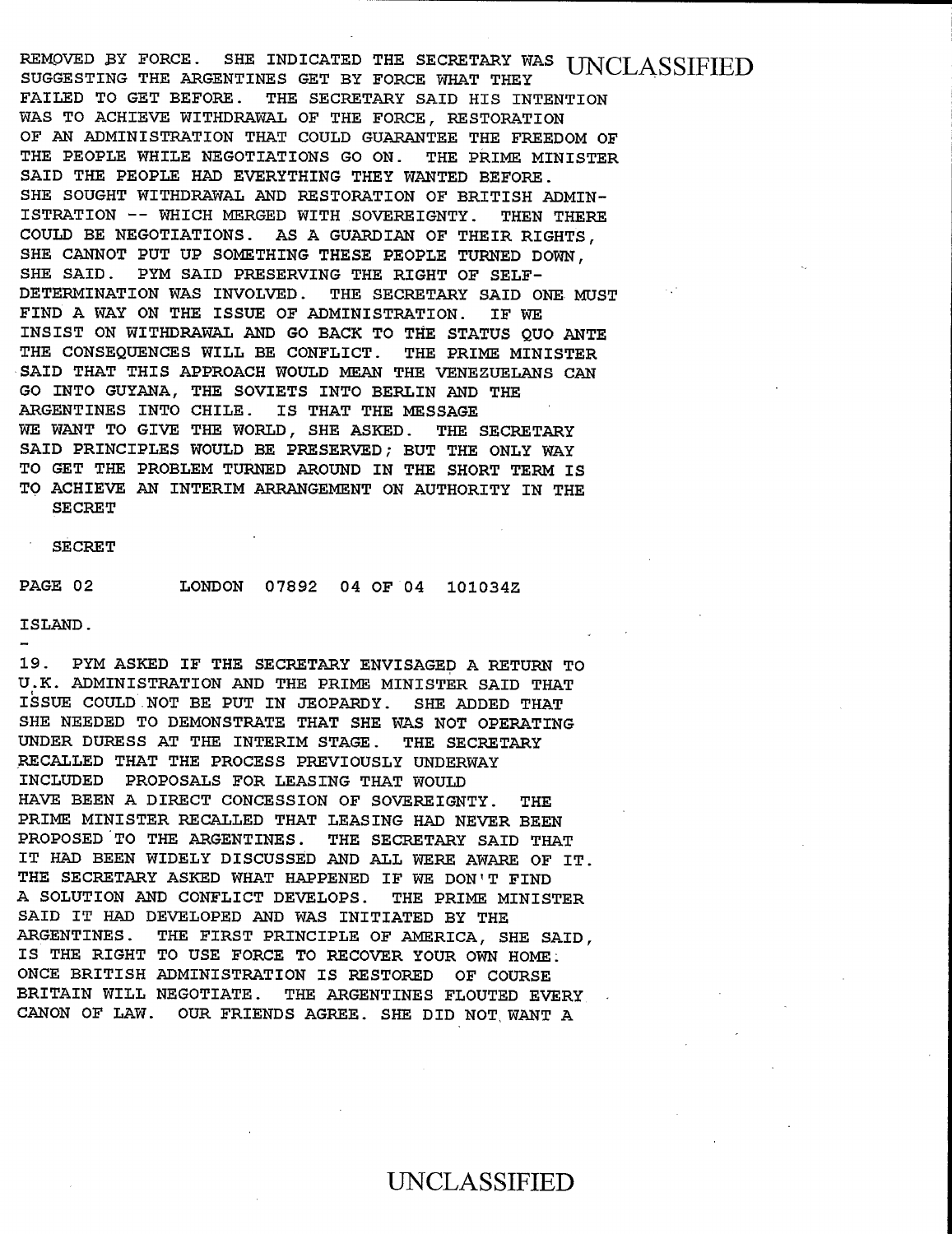REMOVED BY FORCE. SHE INDICATED THE SECRETARY WAS SUGGESTING THE ARGENTINES GET BY FORCE WHAT THEY FAILED TO GET BEFORE. THE SECRETARY SAID HIS INTENTION WAS TO ACHIEVE WITHDRAWAL OF THE FORCE, RESTORATION OF AN ADMINISTRATION THAT COULD GUARANTEE THE FREEDOM OF THE PEOPLE WHILE NEGOTIATIONS GO ON. THE PRIME MINISTER SAID THE PEOPLE HAD EVERYTHING THEY WANTED BEFORE. SHE SOUGHT WITHDRAWAL AND RESTORATION OF BRITISH ADMINISTRATION -- WHICH MERGED WITH SOVEREIGNTY. THEN THERE COULD BE NEGOTIATIONS. AS A GUARDIAN OF THEIR RIGHTS, SHE CANNOT PUT UP SOMETHING THESE PEOPLE TURNED DOWN, SHE SAID. PYM SAID PRESERVING THE RIGHT OF SELF-DETERMINATION WAS INVOLVED. THE SECRETARY SAID ONE MUST FIND A WAY ON THE ISSUE OF ADMINISTRATION. IF WE INSIST ON WITHDRAWAL AND GO BACK TO THE STATUS QUO ANTE THE CONSEQUENCES WILL BE CONFLICT. THE PRIME MINISTER SAID THAT THIS APPROACH WOULD MEAN THE VENEZUELANS CAN GO INTO GUYANA, THE SOVIETS INTO BERLIN AND THE ARGENTINES INTO CHILE. IS THAT THE MESSAGE WE WANT TO GIVE THE WORLD, SHE ASKED. THE SECRETARY SAID PRINCIPLES WOULD BE PRESERVED; BUT THE ONLY WAY TO GET THE PROBLEM TURNED AROUND IN THE SHORT TERM IS TO ACHIEVE AN INTERIM ARRANGEMENT ON AUTHORITY IN THE

SECRET

SECRET

PAGE 02 LONDON 07892 04 OF 04 101034Z

ISLAND.

19. PYM ASKED IF THE SECRETARY ENVISAGED A RETURN TO U.K. ADMINISTRATION AND THE PRIME MINISTER SAID THAT ISSUE COULD NOT BE PUT IN JEOPARDY. SHE ADDED THAT SHE NEEDED TO DEMONSTRATE THAT SHE WAS NOT OPERATING UNDER DURESS AT THE INTERIM STAGE. THE SECRETARY RECALLED THAT THE PROCESS PREVIOUSLY UNDERWAY INCLUDED PROPOSALS FOR LEASING THAT WOULD HAVE BEEN A DIRECT CONCESSION OF SOVEREIGNTY. THE PRIME MINISTER RECALLED THAT LEASING HAD NEVER BEEN PROPOSED TO THE ARGENTINES. THE SECRETARY SAID THAT IT HAD BEEN WIDELY DISCUSSED AND ALL WERE AWARE OF IT. THE SECRETARY ASKED WHAT HAPPENED IF WE DON'T FIND A SOLUTION AND CONFLICT DEVELOPS. THE PRIME MINISTER SAID IT HAD DEVELOPED AND WAS INITIATED BY THE ARGENTINES. THE FIRST PRINCIPLE OF AMERICA, SHE SAID, IS THE RIGHT TO USE FORCE TO RECOVER YOUR OWN HOME. ONCE BRITISH ADMINISTRATION IS RESTORED OF COURSE BRITAIN WILL NEGOTIATE. THE ARGENTINES FLOUTED EVERY CANON OF LAW. OUR FRIENDS AGREE. SHE DID NOT WANT A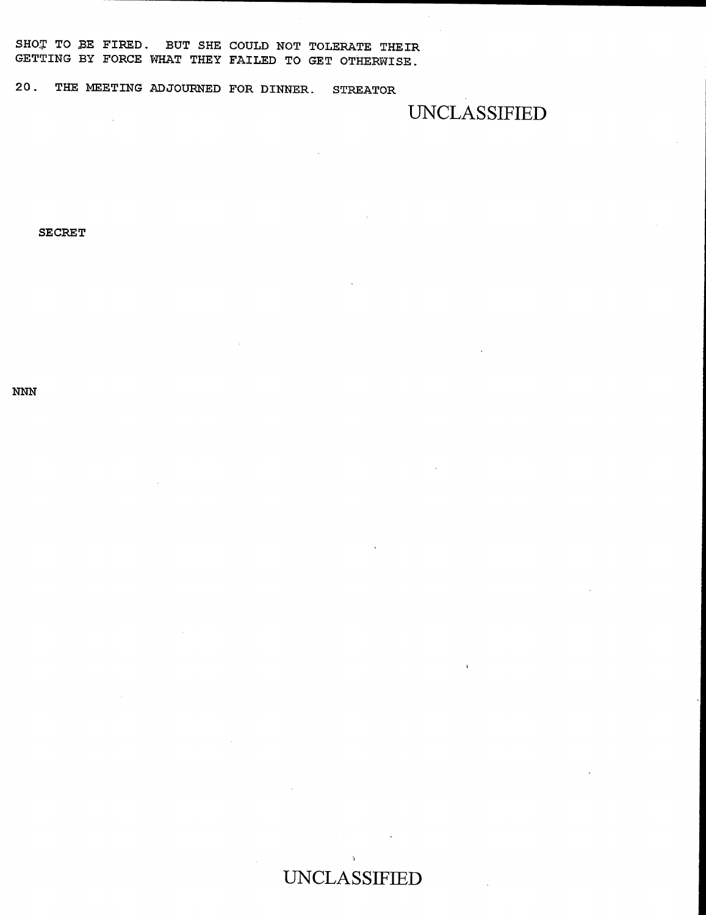SHOT TO BE FIRED. BUT SHE COULD NOT TOLERATE THEIR GETTING BY FORCE WHAT THEY FAILED TO GET OTHERWISE.

20. THE MEETING ADJOURNED FOR DINNER. STREATOR

SECRET

NNN